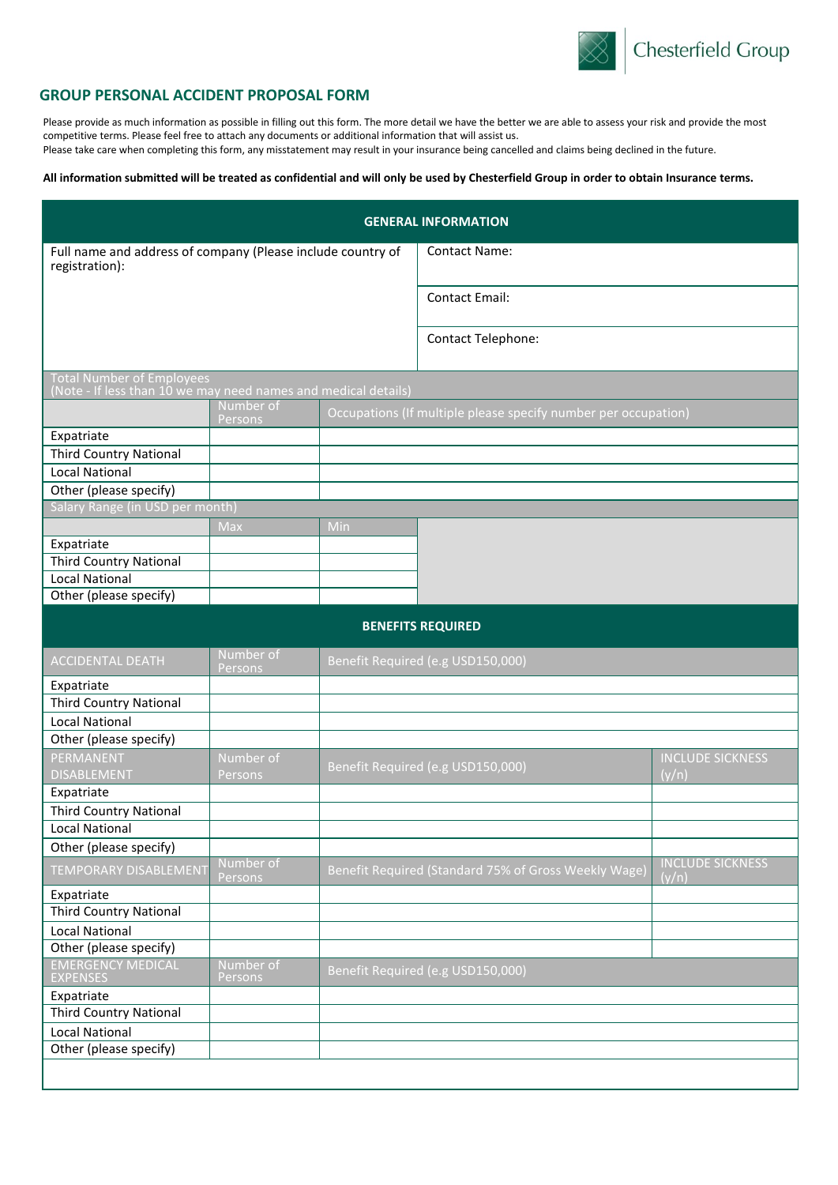Chesterfield Group

## GROUP PERSONAL ACCIDENT PROPOSAL FORM

Please provide as much information as possible in filling out this form. The more detail we have the better we are able to assess your risk and provide the most competitive terms. Please feel free to attach any documents or additional information that will assist us.
Please take care when completing this form, any misstatement may result in your insurance being cancelled and claims being declined in the future.

**All information submitted will be treated as confidential and will only be used by Chesterfield Group in order to obtain Insurance terms.**

### GENERAL INFORMATION

| Full name and address of company (Please include country of registration): | Contact Name: |
|---|---|
| | Contact Email: |
| | Contact Telephone: |

**Total Number of Employees**
(Note - If less than 10 we may need names and medical details)

| | Number of Persons | Occupations (If multiple please specify number per occupation) |
|---|---|---|
| Expatriate | | |
| Third Country National | | |
| Local National | | |
| Other (please specify) | | |

**Salary Range (in USD per month)**

| | Max | Min |
|---|---|---|
| Expatriate | | |
| Third Country National | | |
| Local National | | |
| Other (please specify) | | |

### BENEFITS REQUIRED

| ACCIDENTAL DEATH | Number of Persons | Benefit Required (e.g USD150,000) |
|---|---|---|
| Expatriate | | |
| Third Country National | | |
| Local National | | |
| Other (please specify) | | |

| PERMANENT DISABLEMENT | Number of Persons | Benefit Required (e.g USD150,000) | INCLUDE SICKNESS (y/n) |
|---|---|---|---|
| Expatriate | | | |
| Third Country National | | | |
| Local National | | | |
| Other (please specify) | | | |

| TEMPORARY DISABLEMENT | Number of Persons | Benefit Required (Standard 75% of Gross Weekly Wage) | INCLUDE SICKNESS (y/n) |
|---|---|---|---|
| Expatriate | | | |
| Third Country National | | | |
| Local National | | | |
| Other (please specify) | | | |

| EMERGENCY MEDICAL EXPENSES | Number of Persons | Benefit Required (e.g USD150,000) |
|---|---|---|
| Expatriate | | |
| Third Country National | | |
| Local National | | |
| Other (please specify) | | |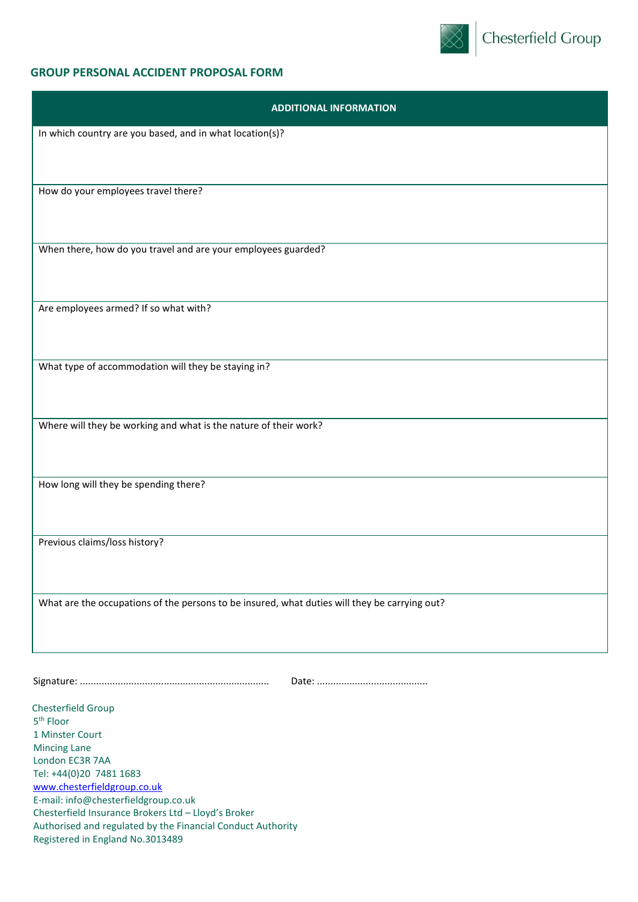## GROUP PERSONAL ACCIDENT PROPOSAL FORM

| ADDITIONAL INFORMATION |
|---|
| In which country are you based, and in what location(s)? |
| How do your employees travel there? |
| When there, how do you travel and are your employees guarded? |
| Are employees armed? If so what with? |
| What type of accommodation will they be staying in? |
| Where will they be working and what is the nature of their work? |
| How long will they be spending there? |
| Previous claims/loss history? |
| What are the occupations of the persons to be insured, what duties will they be carrying out? |

Signature: ..................................................................... Date: .........................................

Chesterfield Group
5th Floor
1 Minster Court
Mincing Lane
London EC3R 7AA
Tel: +44(0)20 7481 1683
www.chesterfieldgroup.co.uk
E-mail: info@chesterfieldgroup.co.uk
Chesterfield Insurance Brokers Ltd – Lloyd's Broker
Authorised and regulated by the Financial Conduct Authority
Registered in England No.3013489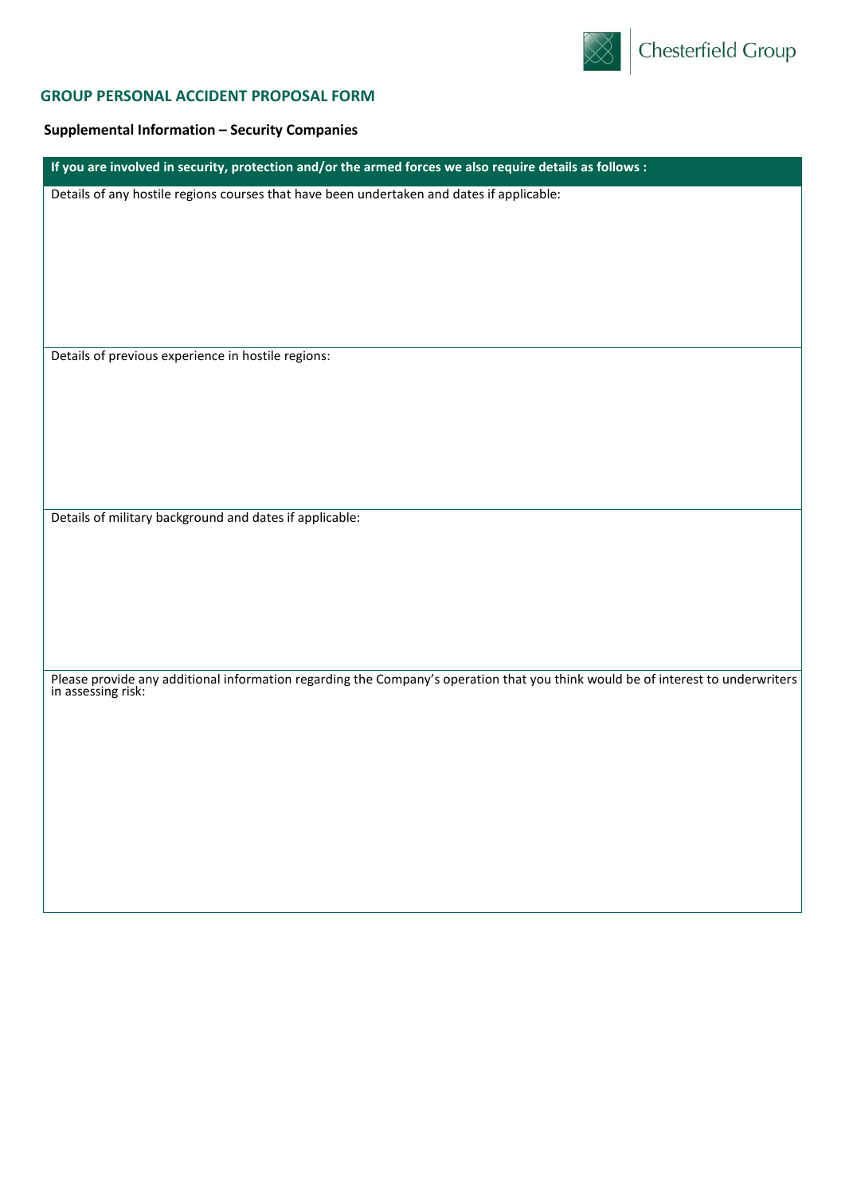## GROUP PERSONAL ACCIDENT PROPOSAL FORM

**Supplemental Information – Security Companies**

| **If you are involved in security, protection and/or the armed forces we also require details as follows :** |
|---|
| Details of any hostile regions courses that have been undertaken and dates if applicable: |
| Details of previous experience in hostile regions: |
| Details of military background and dates if applicable: |
| Please provide any additional information regarding the Company's operation that you think would be of interest to underwriters in assessing risk: |